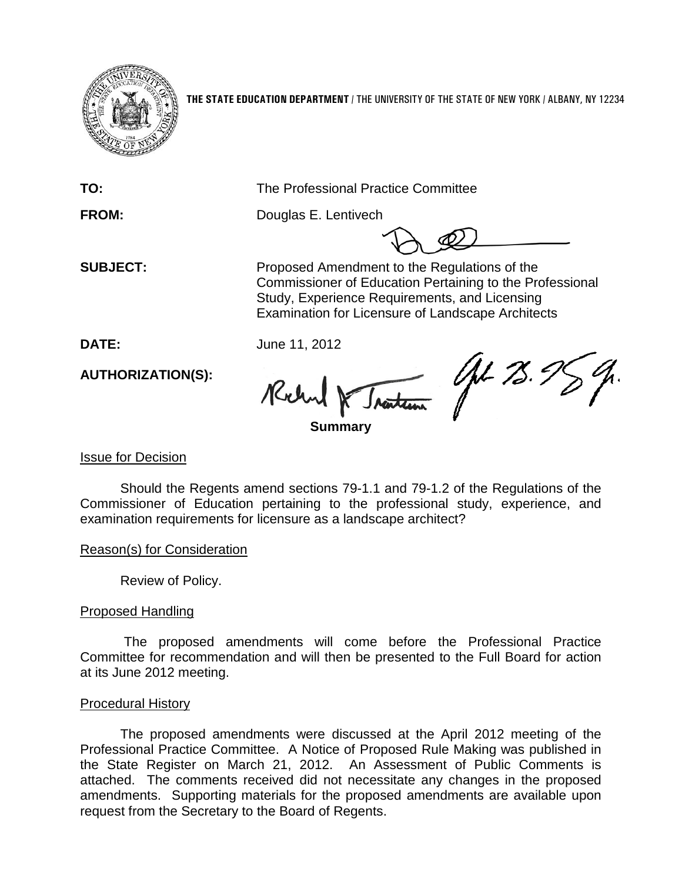**THE STATE EDUCATION DEPARTMENT** / THE UNIVERSITY OF THE STATE OF NEW YORK / ALBANY, NY 12234

**TO:** The Professional Practice Committee

**FROM:** Douglas E. Lentivech

**SUBJECT:** Proposed Amendment to the Regulations of the Commissioner of Education Pertaining to the Professional Study, Experience Requirements, and Licensing Examination for Licensure of Landscape Architects

**DATE:** June 11, 2012

**AUTHORIZATION(S):**

**Summary**

Issue for Decision

Should the Regents amend sections 79-1.1 and 79-1.2 of the Regulations of the Commissioner of Education pertaining to the professional study, experience, and examination requirements for licensure as a landscape architect?

Reason(s) for Consideration

Review of Policy.

Proposed Handling

The proposed amendments will come before the Professional Practice Committee for recommendation and will then be presented to the Full Board for action at its June 2012 meeting.

Procedural History

The proposed amendments were discussed at the April 2012 meeting of the Professional Practice Committee. A Notice of Proposed Rule Making was published in the State Register on March 21, 2012. An Assessment of Public Comments is attached. The comments received did not necessitate any changes in the proposed amendments. Supporting materials for the proposed amendments are available upon request from the Secretary to the Board of Regents.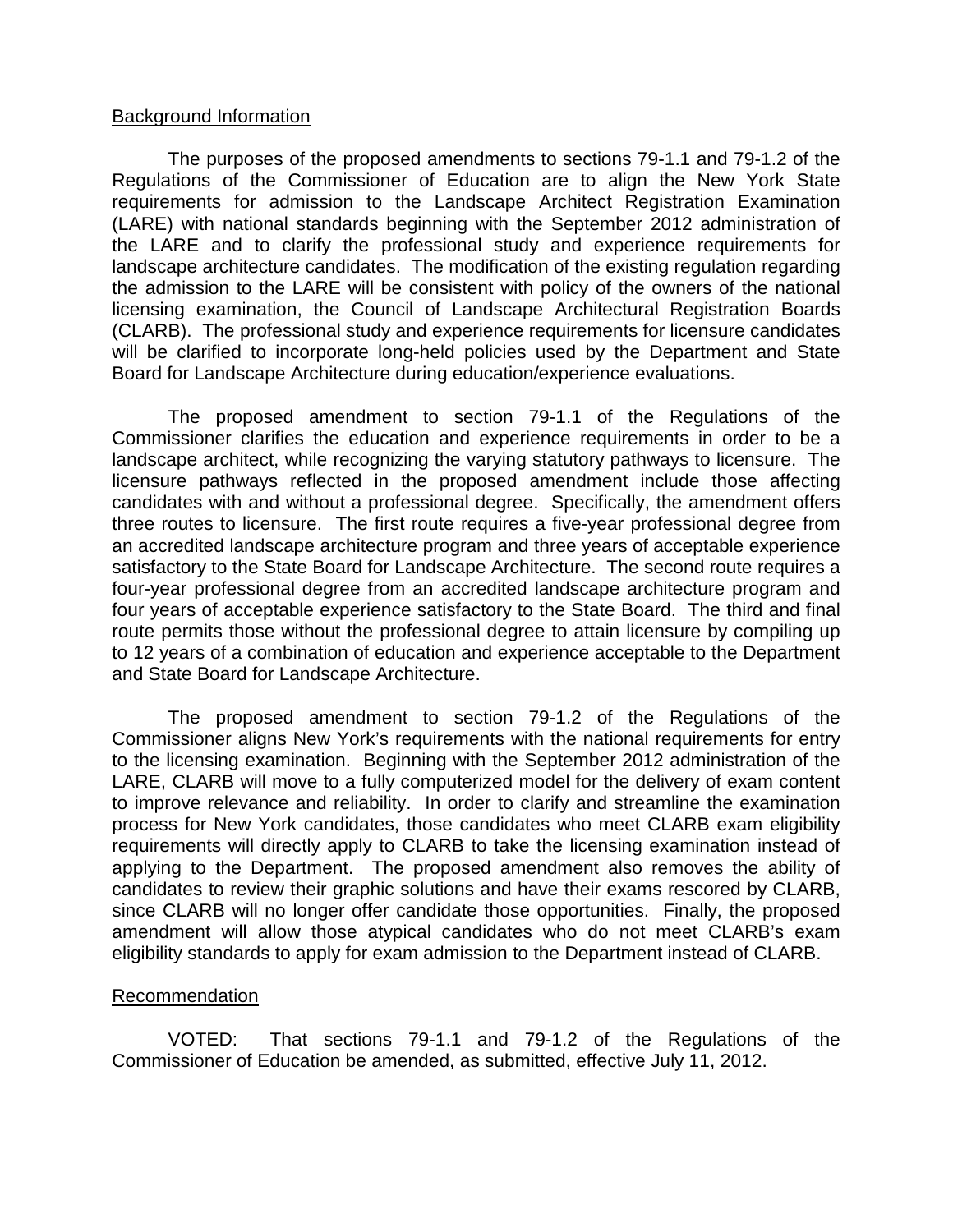## Background Information

The purposes of the proposed amendments to sections 79-1.1 and 79-1.2 of the Regulations of the Commissioner of Education are to align the New York State requirements for admission to the Landscape Architect Registration Examination (LARE) with national standards beginning with the September 2012 administration of the LARE and to clarify the professional study and experience requirements for landscape architecture candidates. The modification of the existing regulation regarding the admission to the LARE will be consistent with policy of the owners of the national licensing examination, the Council of Landscape Architectural Registration Boards (CLARB). The professional study and experience requirements for licensure candidates will be clarified to incorporate long-held policies used by the Department and State Board for Landscape Architecture during education/experience evaluations.

The proposed amendment to section 79-1.1 of the Regulations of the Commissioner clarifies the education and experience requirements in order to be a landscape architect, while recognizing the varying statutory pathways to licensure. The licensure pathways reflected in the proposed amendment include those affecting candidates with and without a professional degree. Specifically, the amendment offers three routes to licensure. The first route requires a five-year professional degree from an accredited landscape architecture program and three years of acceptable experience satisfactory to the State Board for Landscape Architecture. The second route requires a four-year professional degree from an accredited landscape architecture program and four years of acceptable experience satisfactory to the State Board. The third and final route permits those without the professional degree to attain licensure by compiling up to 12 years of a combination of education and experience acceptable to the Department and State Board for Landscape Architecture.

The proposed amendment to section 79-1.2 of the Regulations of the Commissioner aligns New York's requirements with the national requirements for entry to the licensing examination. Beginning with the September 2012 administration of the LARE, CLARB will move to a fully computerized model for the delivery of exam content to improve relevance and reliability. In order to clarify and streamline the examination process for New York candidates, those candidates who meet CLARB exam eligibility requirements will directly apply to CLARB to take the licensing examination instead of applying to the Department. The proposed amendment also removes the ability of candidates to review their graphic solutions and have their exams rescored by CLARB, since CLARB will no longer offer candidate those opportunities. Finally, the proposed amendment will allow those atypical candidates who do not meet CLARB's exam eligibility standards to apply for exam admission to the Department instead of CLARB.

## Recommendation

VOTED: That sections 79-1.1 and 79-1.2 of the Regulations of the Commissioner of Education be amended, as submitted, effective July 11, 2012.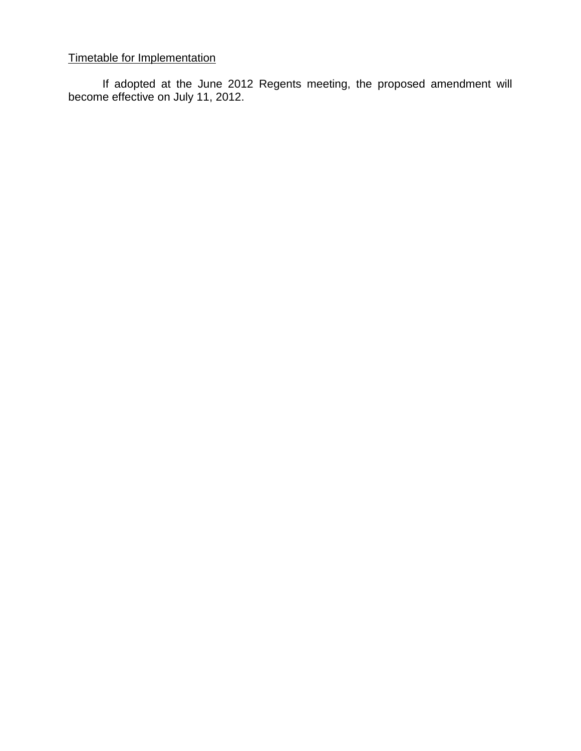<u>Timetable for Implementation</u>

If adopted at the June 2012 Regents meeting, the proposed amendment will become effective on July 11, 2012.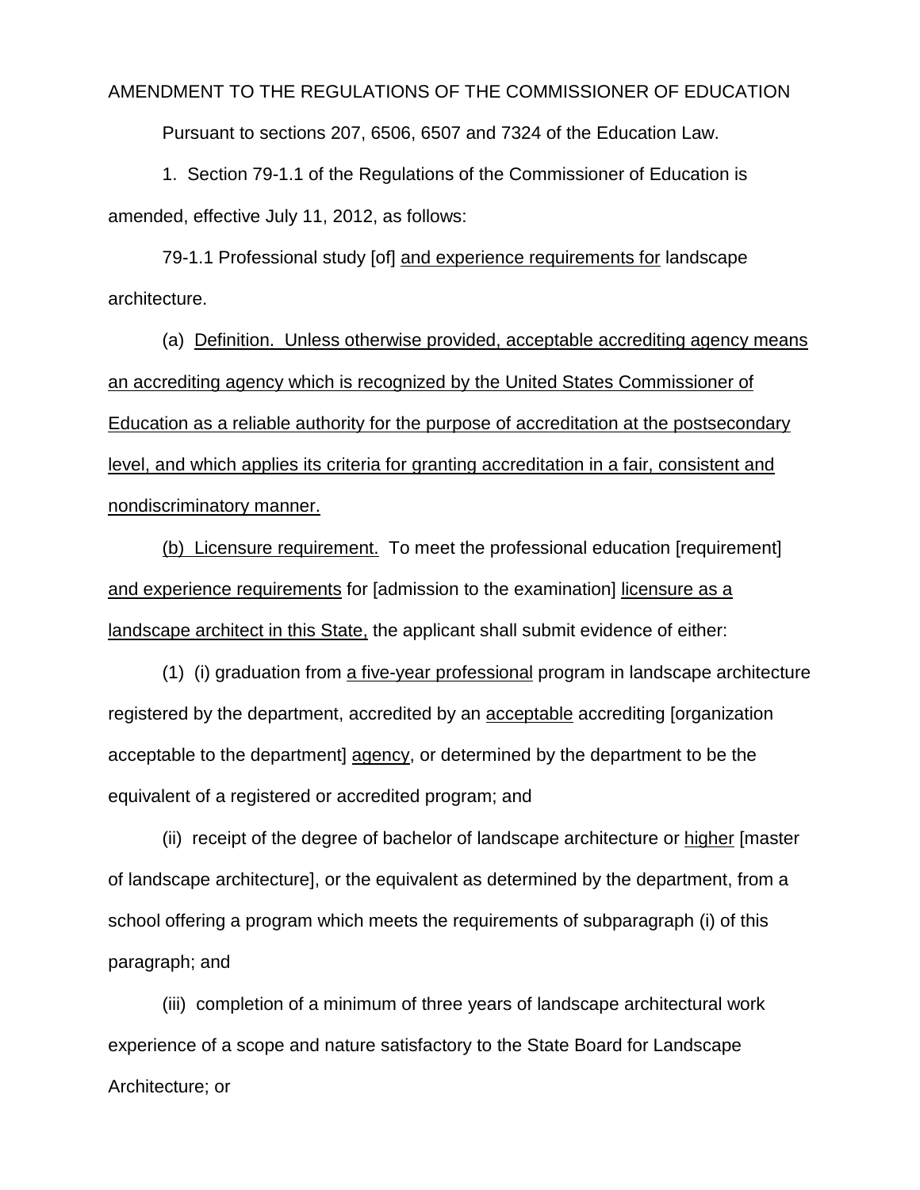AMENDMENT TO THE REGULATIONS OF THE COMMISSIONER OF EDUCATION

Pursuant to sections 207, 6506, 6507 and 7324 of the Education Law.

1. Section 79-1.1 of the Regulations of the Commissioner of Education is amended, effective July 11, 2012, as follows:

79-1.1 Professional study [of] <u>and experience requirements for</u> landscape architecture.

(a) <u>Definition. Unless otherwise provided, acceptable accrediting agency means an accrediting agency which is recognized by the United States Commissioner of Education as a reliable authority for the purpose of accreditation at the postsecondary level, and which applies its criteria for granting accreditation in a fair, consistent and nondiscriminatory manner.</u>

<u>(b) Licensure requirement.</u> To meet the professional education [requirement] <u>and experience requirements</u> for [admission to the examination] <u>licensure as a landscape architect in this State,</u> the applicant shall submit evidence of either:

(1) (i) graduation from <u>a five-year professional</u> program in landscape architecture registered by the department, accredited by an <u>acceptable</u> accrediting [organization acceptable to the department] <u>agency</u>, or determined by the department to be the equivalent of a registered or accredited program; and

(ii) receipt of the degree of bachelor of landscape architecture or <u>higher</u> [master of landscape architecture], or the equivalent as determined by the department, from a school offering a program which meets the requirements of subparagraph (i) of this paragraph; and

(iii) completion of a minimum of three years of landscape architectural work experience of a scope and nature satisfactory to the State Board for Landscape Architecture; or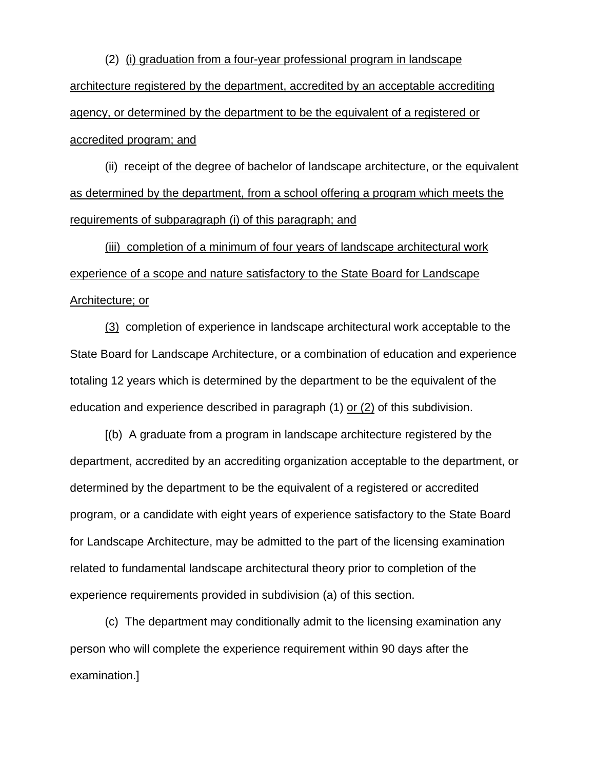(2) <u>(i) graduation from a four-year professional program in landscape architecture registered by the department, accredited by an acceptable accrediting agency, or determined by the department to be the equivalent of a registered or accredited program; and</u>

<u>(ii) receipt of the degree of bachelor of landscape architecture, or the equivalent as determined by the department, from a school offering a program which meets the requirements of subparagraph (i) of this paragraph; and</u>

<u>(iii) completion of a minimum of four years of landscape architectural work experience of a scope and nature satisfactory to the State Board for Landscape Architecture; or</u>

<u>(3)</u> completion of experience in landscape architectural work acceptable to the State Board for Landscape Architecture, or a combination of education and experience totaling 12 years which is determined by the department to be the equivalent of the education and experience described in paragraph (1) <u>or (2)</u> of this subdivision.

[(b) A graduate from a program in landscape architecture registered by the department, accredited by an accrediting organization acceptable to the department, or determined by the department to be the equivalent of a registered or accredited program, or a candidate with eight years of experience satisfactory to the State Board for Landscape Architecture, may be admitted to the part of the licensing examination related to fundamental landscape architectural theory prior to completion of the experience requirements provided in subdivision (a) of this section.

(c) The department may conditionally admit to the licensing examination any person who will complete the experience requirement within 90 days after the examination.]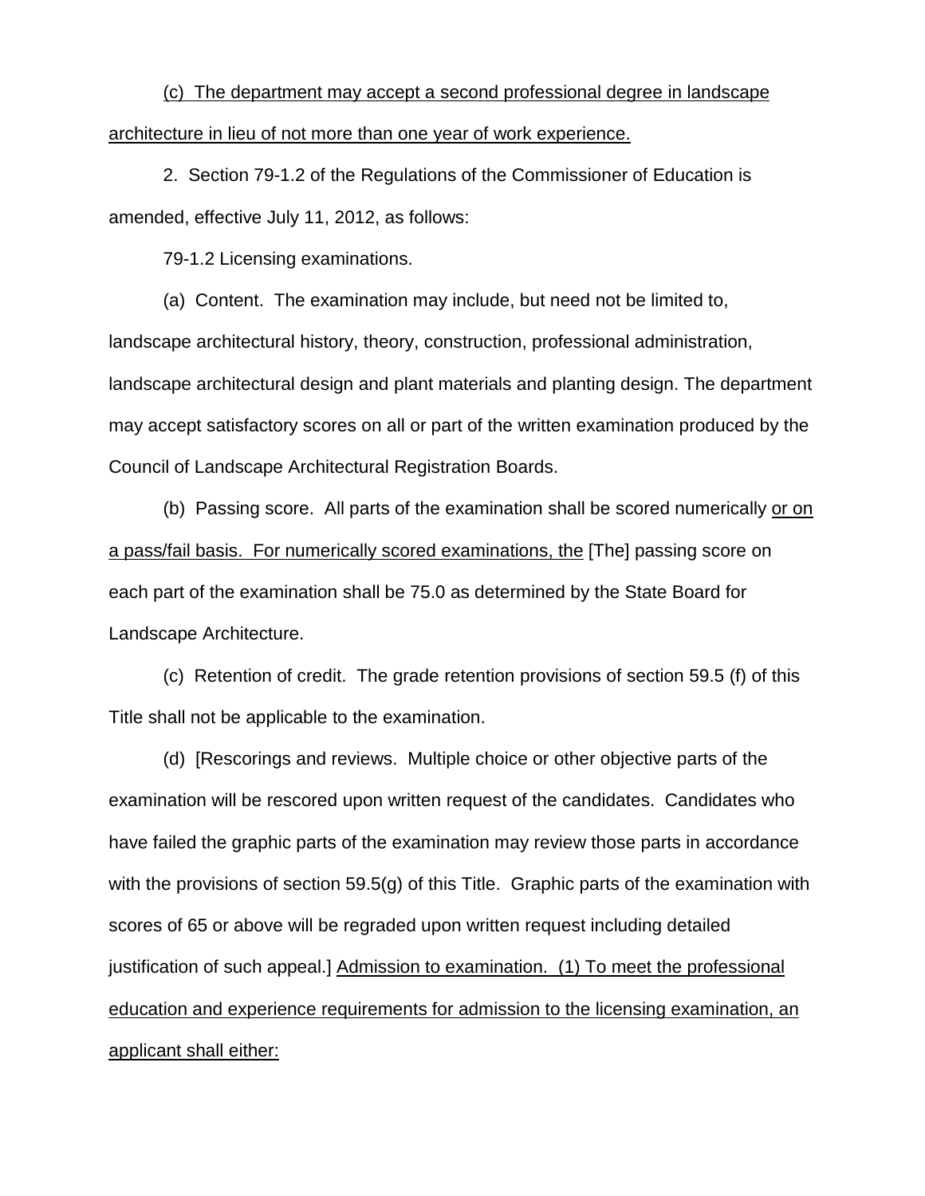(c) The department may accept a second professional degree in landscape architecture in lieu of not more than one year of work experience.

2. Section 79-1.2 of the Regulations of the Commissioner of Education is amended, effective July 11, 2012, as follows:

79-1.2 Licensing examinations.

(a) Content. The examination may include, but need not be limited to, landscape architectural history, theory, construction, professional administration, landscape architectural design and plant materials and planting design. The department may accept satisfactory scores on all or part of the written examination produced by the Council of Landscape Architectural Registration Boards.

(b) Passing score. All parts of the examination shall be scored numerically or on a pass/fail basis. For numerically scored examinations, the [The] passing score on each part of the examination shall be 75.0 as determined by the State Board for Landscape Architecture.

(c) Retention of credit. The grade retention provisions of section 59.5 (f) of this Title shall not be applicable to the examination.

(d) [Rescorings and reviews. Multiple choice or other objective parts of the examination will be rescored upon written request of the candidates. Candidates who have failed the graphic parts of the examination may review those parts in accordance with the provisions of section 59.5(g) of this Title. Graphic parts of the examination with scores of 65 or above will be regraded upon written request including detailed justification of such appeal.] Admission to examination. (1) To meet the professional education and experience requirements for admission to the licensing examination, an applicant shall either: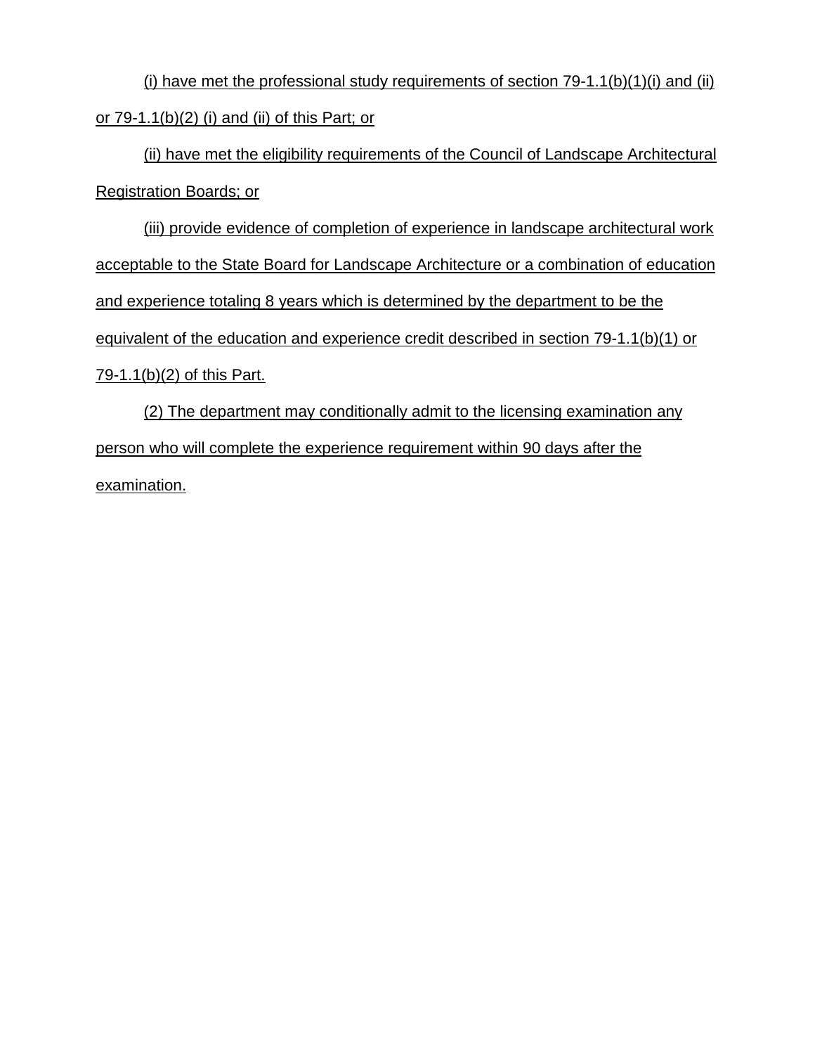(i) have met the professional study requirements of section 79-1.1(b)(1)(i) and (ii) or 79-1.1(b)(2) (i) and (ii) of this Part; or

(ii) have met the eligibility requirements of the Council of Landscape Architectural Registration Boards; or

(iii) provide evidence of completion of experience in landscape architectural work acceptable to the State Board for Landscape Architecture or a combination of education and experience totaling 8 years which is determined by the department to be the equivalent of the education and experience credit described in section 79-1.1(b)(1) or 79-1.1(b)(2) of this Part.

(2) The department may conditionally admit to the licensing examination any person who will complete the experience requirement within 90 days after the examination.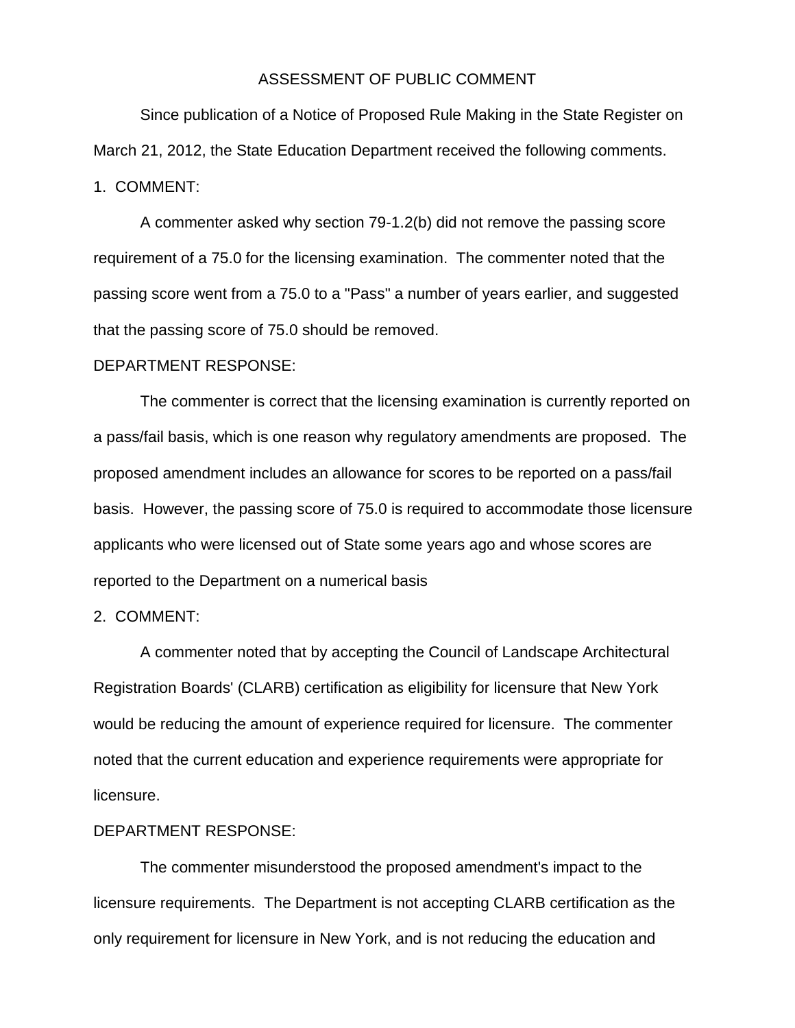# ASSESSMENT OF PUBLIC COMMENT

Since publication of a Notice of Proposed Rule Making in the State Register on March 21, 2012, the State Education Department received the following comments.

1. COMMENT:

A commenter asked why section 79-1.2(b) did not remove the passing score requirement of a 75.0 for the licensing examination. The commenter noted that the passing score went from a 75.0 to a "Pass" a number of years earlier, and suggested that the passing score of 75.0 should be removed.

DEPARTMENT RESPONSE:

The commenter is correct that the licensing examination is currently reported on a pass/fail basis, which is one reason why regulatory amendments are proposed. The proposed amendment includes an allowance for scores to be reported on a pass/fail basis. However, the passing score of 75.0 is required to accommodate those licensure applicants who were licensed out of State some years ago and whose scores are reported to the Department on a numerical basis

2. COMMENT:

A commenter noted that by accepting the Council of Landscape Architectural Registration Boards' (CLARB) certification as eligibility for licensure that New York would be reducing the amount of experience required for licensure. The commenter noted that the current education and experience requirements were appropriate for licensure.

DEPARTMENT RESPONSE:

The commenter misunderstood the proposed amendment's impact to the licensure requirements. The Department is not accepting CLARB certification as the only requirement for licensure in New York, and is not reducing the education and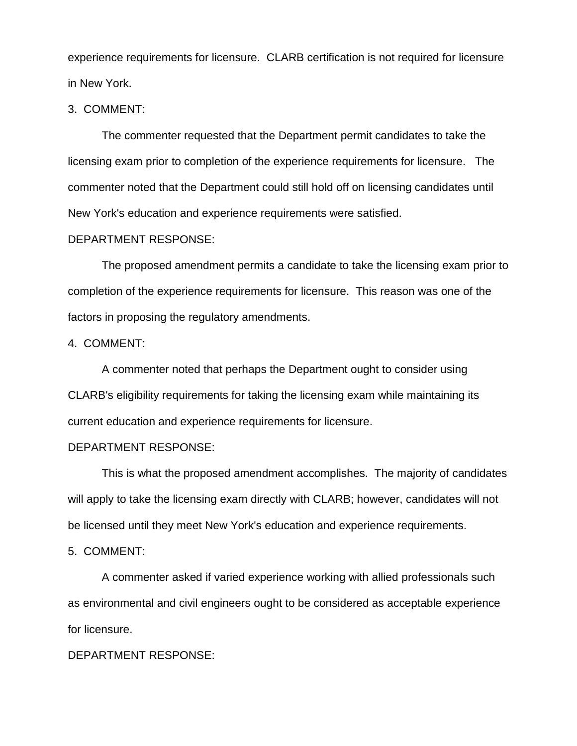experience requirements for licensure. CLARB certification is not required for licensure in New York.

3. COMMENT:

The commenter requested that the Department permit candidates to take the licensing exam prior to completion of the experience requirements for licensure. The commenter noted that the Department could still hold off on licensing candidates until New York's education and experience requirements were satisfied.

DEPARTMENT RESPONSE:

The proposed amendment permits a candidate to take the licensing exam prior to completion of the experience requirements for licensure. This reason was one of the factors in proposing the regulatory amendments.

4. COMMENT:

A commenter noted that perhaps the Department ought to consider using CLARB's eligibility requirements for taking the licensing exam while maintaining its current education and experience requirements for licensure.

DEPARTMENT RESPONSE:

This is what the proposed amendment accomplishes. The majority of candidates will apply to take the licensing exam directly with CLARB; however, candidates will not be licensed until they meet New York's education and experience requirements.

5. COMMENT:

A commenter asked if varied experience working with allied professionals such as environmental and civil engineers ought to be considered as acceptable experience for licensure.

DEPARTMENT RESPONSE: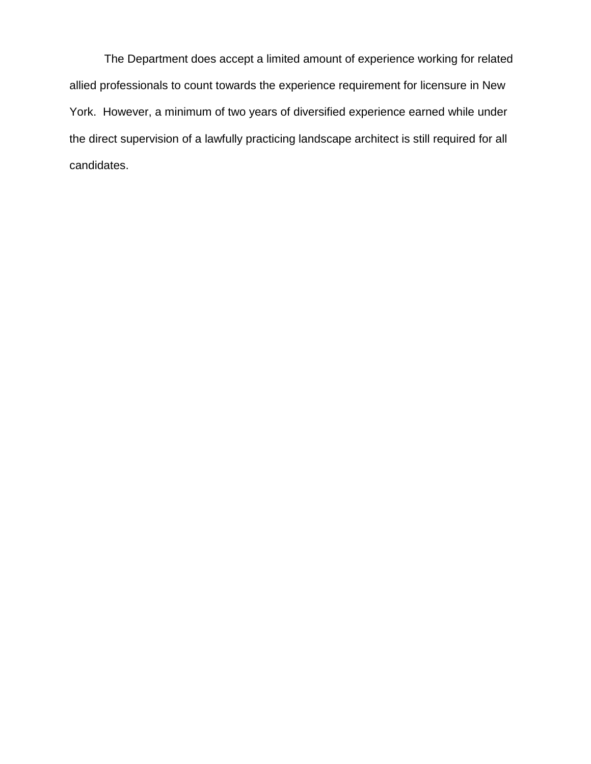The Department does accept a limited amount of experience working for related allied professionals to count towards the experience requirement for licensure in New York. However, a minimum of two years of diversified experience earned while under the direct supervision of a lawfully practicing landscape architect is still required for all candidates.